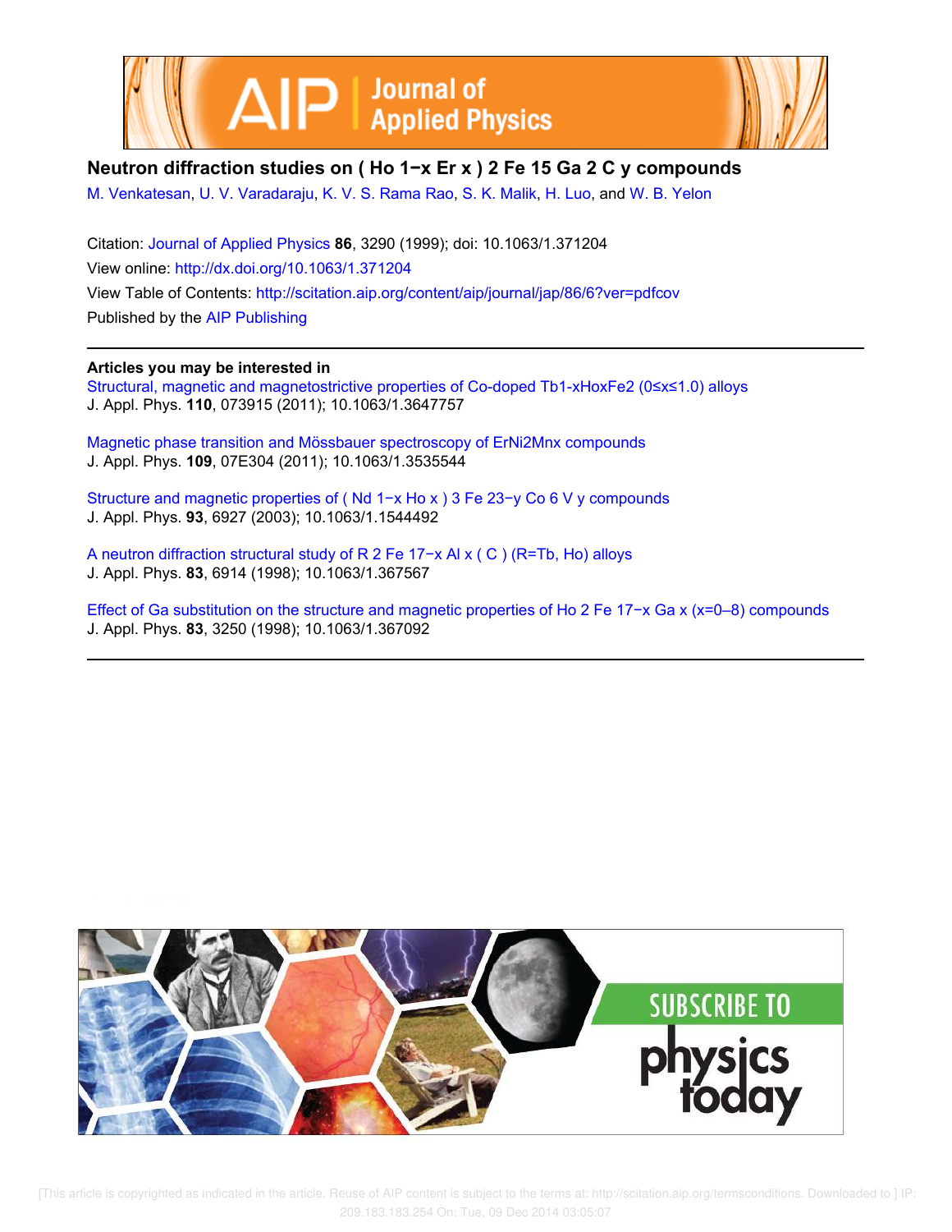# Neutron diffraction studies on $(Ho_{1-x}Er_x)_2Fe_{15}Ga_2C_y$ compounds

M. Venkatesan, U. V. Varadaraju, K. V. S. Rama Rao, S. K. Malik, H. Luo, and W. B. Yelon

Citation: Journal of Applied Physics **86**, 3290 (1999); doi: 10.1063/1.371204

View online: http://dx.doi.org/10.1063/1.371204

View Table of Contents: http://scitation.aip.org/content/aip/journal/jap/86/6?ver=pdfcov

Published by the AIP Publishing

**Articles you may be interested in**

Structural, magnetic and magnetostrictive properties of Co-doped $Tb_{1-x}Ho_xFe_2$ $(0 \le x \le 1.0)$ alloys
J. Appl. Phys. **110**, 073915 (2011); 10.1063/1.3647757

Magnetic phase transition and Mössbauer spectroscopy of $ErNi_2Mn_x$ compounds
J. Appl. Phys. **109**, 07E304 (2011); 10.1063/1.3535544

Structure and magnetic properties of $(Nd_{1-x}Ho_x)_3Fe_{23-y}Co_6V_y$ compounds
J. Appl. Phys. **93**, 6927 (2003); 10.1063/1.1544492

A neutron diffraction structural study of $R_2Fe_{17-x}Al_x(C)$ (R=Tb, Ho) alloys
J. Appl. Phys. **83**, 6914 (1998); 10.1063/1.367567

Effect of Ga substitution on the structure and magnetic properties of $Ho_2Fe_{17-x}Ga_x$ (x=0–8) compounds
J. Appl. Phys. **83**, 3250 (1998); 10.1063/1.367092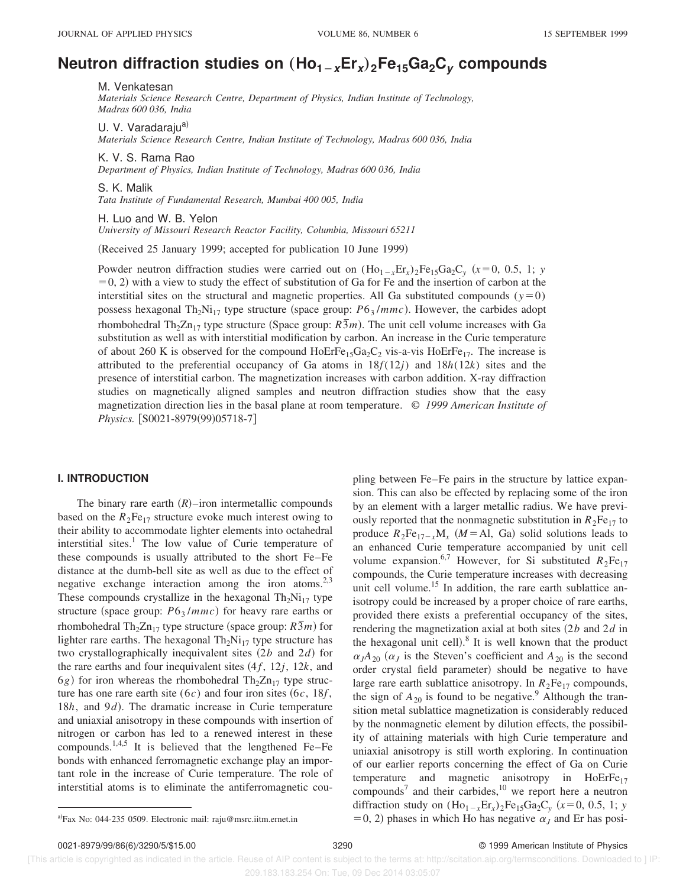# Neutron diffraction studies on $(Ho_{1-x}Er_x)_2Fe_{15}Ga_2C_y$ compounds

M. Venkatesan
*Materials Science Research Centre, Department of Physics, Indian Institute of Technology, Madras 600 036, India*

U. V. Varadaraju[a)]
*Materials Science Research Centre, Indian Institute of Technology, Madras 600 036, India*

K. V. S. Rama Rao
*Department of Physics, Indian Institute of Technology, Madras 600 036, India*

S. K. Malik
*Tata Institute of Fundamental Research, Mumbai 400 005, India*

H. Luo and W. B. Yelon
*University of Missouri Research Reactor Facility, Columbia, Missouri 65211*

(Received 25 January 1999; accepted for publication 10 June 1999)

Powder neutron diffraction studies were carried out on $(Ho_{1-x}Er_x)_2Fe_{15}Ga_2C_y$ ($x=0$, 0.5, 1; $y=0$, 2) with a view to study the effect of substitution of Ga for Fe and the insertion of carbon at the interstitial sites on the structural and magnetic properties. All Ga substituted compounds ($y=0$) possess hexagonal $Th_2Ni_{17}$ type structure (space group: $P6_3/mmc$). However, the carbides adopt rhombohedral $Th_2Zn_{17}$ type structure (Space group: $R\bar{3}m$). The unit cell volume increases with Ga substitution as well as with interstitial modification by carbon. An increase in the Curie temperature of about 260 K is observed for the compound $HoErFe_{15}Ga_2C_2$ vis-a-vis $HoErFe_{17}$. The increase is attributed to the preferential occupancy of Ga atoms in $18f(12j)$ and $18h(12k)$ sites and the presence of interstitial carbon. The magnetization increases with carbon addition. X-ray diffraction studies on magnetically aligned samples and neutron diffraction studies show that the easy magnetization direction lies in the basal plane at room temperature. © *1999 American Institute of Physics.* [S0021-8979(99)05718-7]

## I. INTRODUCTION

The binary rare earth ($R$)–iron intermetallic compounds based on the $R_2Fe_{17}$ structure evoke much interest owing to their ability to accommodate lighter elements into octahedral interstitial sites.[1] The low value of Curie temperature of these compounds is usually attributed to the short Fe–Fe distance at the dumb-bell site as well as due to the effect of negative exchange interaction among the iron atoms.[2,3] These compounds crystallize in the hexagonal $Th_2Ni_{17}$ type structure (space group: $P6_3/mmc$) for heavy rare earths or rhombohedral $Th_2Zn_{17}$ type structure (space group: $R\bar{3}m$) for lighter rare earths. The hexagonal $Th_2Ni_{17}$ type structure has two crystallographically inequivalent sites ($2b$ and $2d$) for the rare earths and four inequivalent sites ($4f$, $12j$, $12k$, and $6g$) for iron whereas the rhombohedral $Th_2Zn_{17}$ type structure has one rare earth site ($6c$) and four iron sites ($6c$, $18f$, $18h$, and $9d$). The dramatic increase in Curie temperature and uniaxial anisotropy in these compounds with insertion of nitrogen or carbon has led to a renewed interest in these compounds.[1,4,5] It is believed that the lengthened Fe–Fe bonds with enhanced ferromagnetic exchange play an important role in the increase of Curie temperature. The role of interstitial atoms is to eliminate the antiferromagnetic coupling between Fe–Fe pairs in the structure by lattice expansion. This can also be effected by replacing some of the iron by an element with a larger metallic radius. We have previously reported that the nonmagnetic substitution in $R_2Fe_{17}$ to produce $R_2Fe_{17-x}M_x$ ($M$=Al, Ga) solid solutions leads to an enhanced Curie temperature accompanied by unit cell volume expansion.[6,7] However, for Si substituted $R_2Fe_{17}$ compounds, the Curie temperature increases with decreasing unit cell volume.[15] In addition, the rare earth sublattice anisotropy could be increased by a proper choice of rare earths, provided there exists a preferential occupancy of the sites, rendering the magnetization axial at both sites ($2b$ and $2d$ in the hexagonal unit cell).[8] It is well known that the product $\alpha_J A_{20}$ ($\alpha_J$ is the Steven's coefficient and $A_{20}$ is the second order crystal field parameter) should be negative to have large rare earth sublattice anisotropy. In $R_2Fe_{17}$ compounds, the sign of $A_{20}$ is found to be negative.[9] Although the transition metal sublattice magnetization is considerably reduced by the nonmagnetic element by dilution effects, the possibility of attaining materials with high Curie temperature and uniaxial anisotropy is still worth exploring. In continuation of our earlier reports concerning the effect of Ga on Curie temperature and magnetic anisotropy in $HoErFe_{17}$ compounds[7] and their carbides,[10] we report here a neutron diffraction study on $(Ho_{1-x}Er_x)_2Fe_{15}Ga_2C_y$ ($x=0$, 0.5, 1; $y=0$, 2) phases in which Ho has negative $\alpha_J$ and Er has posi-

[a)]Fax No: 044-235 0509. Electronic mail: raju@msrc.iitm.ernet.in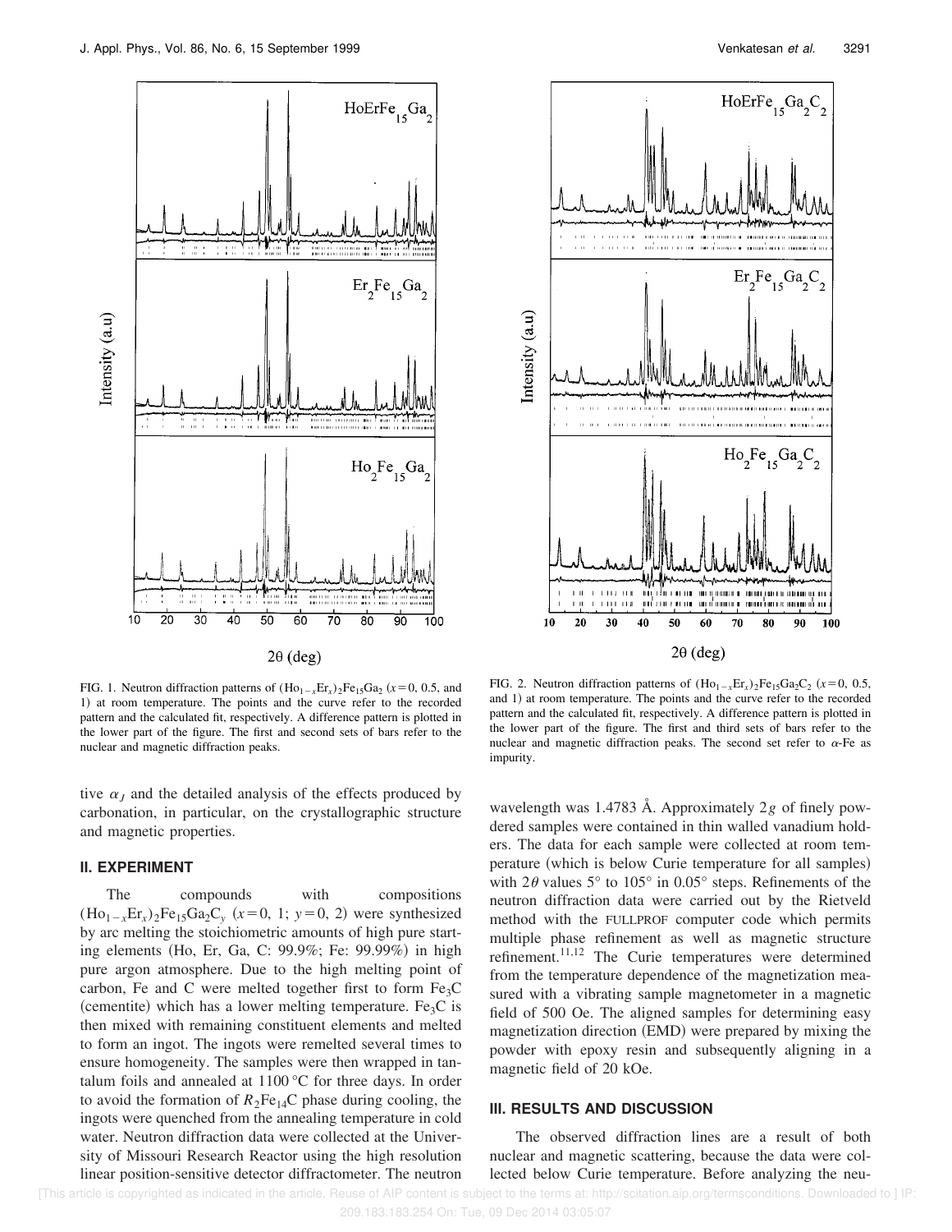FIG. 1. Neutron diffraction patterns of $(Ho_{1-x}Er_x)_2Fe_{15}Ga_2$ ($x=0$, 0.5, and 1) at room temperature. The points and the curve refer to the recorded pattern and the calculated fit, respectively. A difference pattern is plotted in the lower part of the figure. The first and second sets of bars refer to the nuclear and magnetic diffraction peaks.

FIG. 2. Neutron diffraction patterns of $(Ho_{1-x}Er_x)_2Fe_{15}Ga_2C_2$ ($x=0$, 0.5, and 1) at room temperature. The points and the curve refer to the recorded pattern and the calculated fit, respectively. A difference pattern is plotted in the lower part of the figure. The first and third sets of bars refer to the nuclear and magnetic diffraction peaks. The second set refer to $\alpha$-Fe as impurity.

tive $\alpha_J$ and the detailed analysis of the effects produced by carbonation, in particular, on the crystallographic structure and magnetic properties.

## II. EXPERIMENT

The compounds with compositions $(Ho_{1-x}Er_x)_2Fe_{15}Ga_2C_y$ ($x=0$, 1; $y=0$, 2) were synthesized by arc melting the stoichiometric amounts of high pure starting elements (Ho, Er, Ga, C: 99.9%; Fe: 99.99%) in high pure argon atmosphere. Due to the high melting point of carbon, Fe and C were melted together first to form $Fe_3C$ (cementite) which has a lower melting temperature. $Fe_3C$ is then mixed with remaining constituent elements and melted to form an ingot. The ingots were remelted several times to ensure homogeneity. The samples were then wrapped in tantalum foils and annealed at 1100 °C for three days. In order to avoid the formation of $R_2Fe_{14}C$ phase during cooling, the ingots were quenched from the annealing temperature in cold water. Neutron diffraction data were collected at the University of Missouri Research Reactor using the high resolution linear position-sensitive detector diffractometer. The neutron wavelength was 1.4783 Å. Approximately 2 *g* of finely powdered samples were contained in thin walled vanadium holders. The data for each sample were collected at room temperature (which is below Curie temperature for all samples) with $2\theta$ values 5° to 105° in 0.05° steps. Refinements of the neutron diffraction data were carried out by the Rietveld method with the FULLPROF computer code which permits multiple phase refinement as well as magnetic structure refinement.[11,12] The Curie temperatures were determined from the temperature dependence of the magnetization measured with a vibrating sample magnetometer in a magnetic field of 500 Oe. The aligned samples for determining easy magnetization direction (EMD) were prepared by mixing the powder with epoxy resin and subsequently aligning in a magnetic field of 20 kOe.

## III. RESULTS AND DISCUSSION

The observed diffraction lines are a result of both nuclear and magnetic scattering, because the data were collected below Curie temperature. Before analyzing the neu-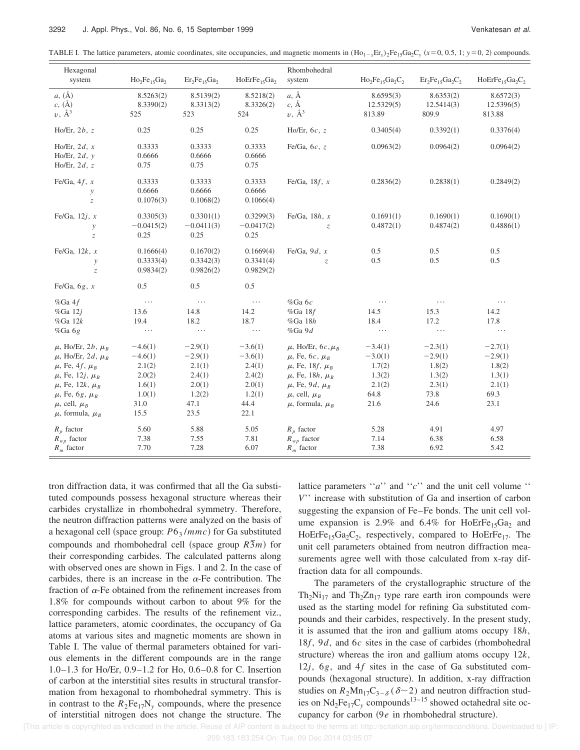TABLE I. The lattice parameters, atomic coordinates, site occupancies, and magnetic moments in $(Ho_{1-x}Er_x)_2Fe_{15}Ga_2C_y$ ($x=0$, 0.5, 1; $y=0$, 2) compounds.

| Hexagonal system | $Ho_2Fe_{15}Ga_2$ | $Er_2Fe_{15}Ga_2$ | $HoErFe_{15}Ga_2$ | Rhombohedral system | $Ho_2Fe_{15}Ga_2C_2$ | $Er_2Fe_{15}Ga_2C_2$ | $HoErFe_{15}Ga_2C_2$ |
|---|---|---|---|---|---|---|---|
| $a$, (Å) | 8.5263(2) | 8.5139(2) | 8.5218(2) | $a$, Å | 8.6595(3) | 8.6353(2) | 8.6572(3) |
| $c$, (Å) | 8.3390(2) | 8.3313(2) | 8.3326(2) | $c$, Å | 12.5329(5) | 12.5414(3) | 12.5396(5) |
| $v$, Å$^3$ | 525 | 523 | 524 | $v$, Å$^3$ | 813.89 | 809.9 | 813.88 |
| Ho/Er, $2b$, $z$ | 0.25 | 0.25 | 0.25 | Ho/Er, $6c$, $z$ | 0.3405(4) | 0.3392(1) | 0.3376(4) |
| Ho/Er, $2d$, $x$ | 0.3333 | 0.3333 | 0.3333 | Fe/Ga, $6c$, $z$ | 0.0963(2) | 0.0964(2) | 0.0964(2) |
| Ho/Er, $2d$, $y$ | 0.6666 | 0.6666 | 0.6666 | | | | |
| Ho/Er, $2d$, $z$ | 0.75 | 0.75 | 0.75 | | | | |
| Fe/Ga, $4f$, $x$ | 0.3333 | 0.3333 | 0.3333 | Fe/Ga, $18f$, $x$ | 0.2836(2) | 0.2838(1) | 0.2849(2) |
| $y$ | 0.6666 | 0.6666 | 0.6666 | | | | |
| $z$ | 0.1076(3) | 0.1068(2) | 0.1066(4) | | | | |
| Fe/Ga, $12j$, $x$ | 0.3305(3) | 0.3301(1) | 0.3299(3) | Fe/Ga, $18h$, $x$ | 0.1691(1) | 0.1690(1) | 0.1690(1) |
| $y$ | −0.0415(2) | −0.0411(3) | −0.0417(2) | $z$ | 0.4872(1) | 0.4874(2) | 0.4886(1) |
| $z$ | 0.25 | 0.25 | 0.25 | | | | |
| Fe/Ga, $12k$, $x$ | 0.1666(4) | 0.1670(2) | 0.1669(4) | Fe/Ga, $9d$, $x$ | 0.5 | 0.5 | 0.5 |
| $y$ | 0.3333(4) | 0.3342(3) | 0.3341(4) | $z$ | 0.5 | 0.5 | 0.5 |
| $z$ | 0.9834(2) | 0.9826(2) | 0.9829(2) | | | | |
| Fe/Ga, $6g$, $x$ | 0.5 | 0.5 | 0.5 | | | | |
| %Ga $4f$ | ⋯ | ⋯ | ⋯ | %Ga $6c$ | ⋯ | ⋯ | ⋯ |
| %Ga $12j$ | 13.6 | 14.8 | 14.2 | %Ga $18f$ | 14.5 | 15.3 | 14.2 |
| %Ga $12k$ | 19.4 | 18.2 | 18.7 | %Ga $18h$ | 18.4 | 17.2 | 17.8 |
| %Ga $6g$ | ⋯ | ⋯ | ⋯ | %Ga $9d$ | ⋯ | ⋯ | ⋯ |
| $\mu$, Ho/Er, $2b$, $\mu_B$ | −4.6(1) | −2.9(1) | −3.6(1) | $\mu$, Ho/Er, $6c$, $\mu_B$ | −3.4(1) | −2.3(1) | −2.7(1) |
| $\mu$, Ho/Er, $2d$, $\mu_B$ | −4.6(1) | −2.9(1) | −3.6(1) | $\mu$, Fe, $6c$, $\mu_B$ | −3.0(1) | −2.9(1) | −2.9(1) |
| $\mu$, Fe, $4f$, $\mu_B$ | 2.1(2) | 2.1(1) | 2.4(1) | $\mu$, Fe, $18f$, $\mu_B$ | 1.7(2) | 1.8(2) | 1.8(2) |
| $\mu$, Fe, $12j$, $\mu_B$ | 2.0(2) | 2.4(1) | 2.4(2) | $\mu$, Fe, $18h$, $\mu_B$ | 1.3(2) | 1.3(2) | 1.3(1) |
| $\mu$, Fe, $12k$, $\mu_B$ | 1.6(1) | 2.0(1) | 2.0(1) | $\mu$, Fe, $9d$, $\mu_B$ | 2.1(2) | 2.3(1) | 2.1(1) |
| $\mu$, Fe, $6g$, $\mu_B$ | 1.0(1) | 1.2(2) | 1.2(1) | $\mu$, cell, $\mu_B$ | 64.8 | 73.8 | 69.3 |
| $\mu$, cell, $\mu_B$ | 31.0 | 47.1 | 44.4 | $\mu$, formula, $\mu_B$ | 21.6 | 24.6 | 23.1 |
| $\mu$, formula, $\mu_B$ | 15.5 | 23.5 | 22.1 | | | | |
| $R_p$ factor | 5.60 | 5.88 | 5.05 | $R_p$ factor | 5.28 | 4.91 | 4.97 |
| $R_{wp}$ factor | 7.38 | 7.55 | 7.81 | $R_{wp}$ factor | 7.14 | 6.38 | 6.58 |
| $R_m$ factor | 7.70 | 7.28 | 6.07 | $R_m$ factor | 7.38 | 6.92 | 5.42 |

tron diffraction data, it was confirmed that all the Ga substituted compounds possess hexagonal structure whereas their carbides crystallize in rhombohedral symmetry. Therefore, the neutron diffraction patterns were analyzed on the basis of a hexagonal cell (space group: $P6_3/mmc$) for Ga substituted compounds and rhombohedral cell (space group $R\bar{3}m$) for their corresponding carbides. The calculated patterns along with observed ones are shown in Figs. 1 and 2. In the case of carbides, there is an increase in the $\alpha$-Fe contribution. The fraction of $\alpha$-Fe obtained from the refinement increases from 1.8% for compounds without carbon to about 9% for the corresponding carbides. The results of the refinement viz., lattice parameters, atomic coordinates, the occupancy of Ga atoms at various sites and magnetic moments are shown in Table I. The value of thermal parameters obtained for various elements in the different compounds are in the range 1.0–1.3 for Ho/Er, 0.9–1.2 for Ho, 0.6–0.8 for C. Insertion of carbon at the interstitial sites results in structural transformation from hexagonal to rhombohedral symmetry. This is in contrast to the $R_2Fe_{17}N_y$ compounds, where the presence of interstitial nitrogen does not change the structure. The lattice parameters "$a$" and "$c$" and the unit cell volume "$V$" increase with substitution of Ga and insertion of carbon suggesting the expansion of Fe–Fe bonds. The unit cell volume expansion is 2.9% and 6.4% for $HoErFe_{15}Ga_2$ and $HoErFe_{15}Ga_2C_2$, respectively, compared to $HoErFe_{17}$. The unit cell parameters obtained from neutron diffraction measurements agree well with those calculated from x-ray diffraction data for all compounds.

The parameters of the crystallographic structure of the $Th_2Ni_{17}$ and $Th_2Zn_{17}$ type rare earth iron compounds were used as the starting model for refining Ga substituted compounds and their carbides, respectively. In the present study, it is assumed that the iron and gallium atoms occupy $18h$, $18f$, $9d$, and $6c$ sites in the case of carbides (rhombohedral structure) whereas the iron and gallium atoms occupy $12k$, $12j$, $6g$, and $4f$ sites in the case of Ga substituted compounds (hexagonal structure). In addition, x-ray diffraction studies on $R_2Mn_{17}C_{3-\delta}$ ($\delta\sim 2$) and neutron diffraction studies on $Nd_2Fe_{17}C_y$ compounds[13–15] showed octahedral site occupancy for carbon ($9e$ in rhombohedral structure).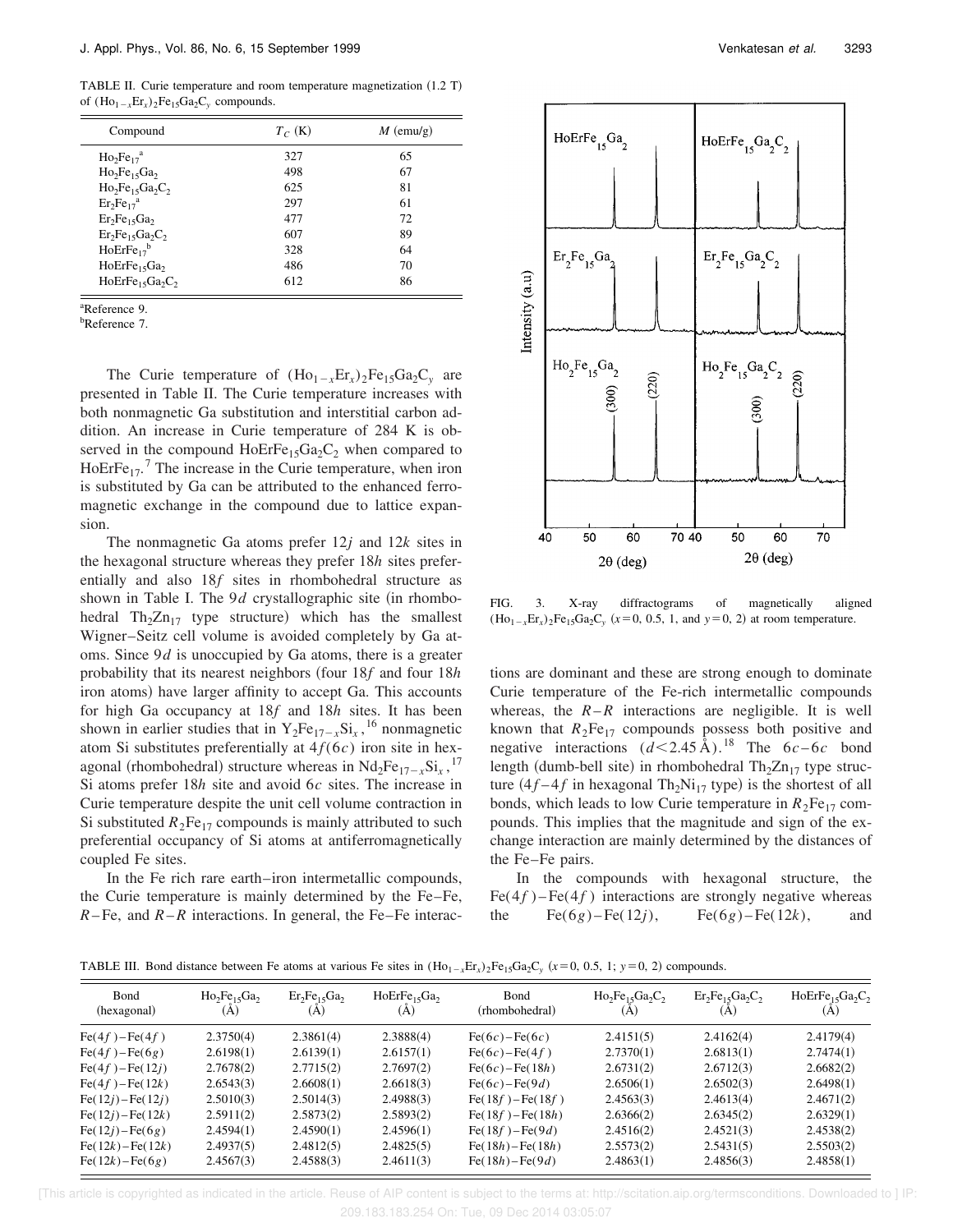TABLE II. Curie temperature and room temperature magnetization (1.2 T) of $(Ho_{1-x}Er_x)_2Fe_{15}Ga_2C_y$ compounds.

| Compound | $T_C$ (K) | $M$ (emu/g) |
|---|---|---|
| $Ho_2Fe_{17}$[a] | 327 | 65 |
| $Ho_2Fe_{15}Ga_2$ | 498 | 67 |
| $Ho_2Fe_{15}Ga_2C_2$ | 625 | 81 |
| $Er_2Fe_{17}$[a] | 297 | 61 |
| $Er_2Fe_{15}Ga_2$ | 477 | 72 |
| $Er_2Fe_{15}Ga_2C_2$ | 607 | 89 |
| $HoErFe_{17}$[b] | 328 | 64 |
| $HoErFe_{15}Ga_2$ | 486 | 70 |
| $HoErFe_{15}Ga_2C_2$ | 612 | 86 |

[a]Reference 9.
[b]Reference 7.

The Curie temperature of $(Ho_{1-x}Er_x)_2Fe_{15}Ga_2C_y$ are presented in Table II. The Curie temperature increases with both nonmagnetic Ga substitution and interstitial carbon addition. An increase in Curie temperature of 284 K is observed in the compound $HoErFe_{15}Ga_2C_2$ when compared to $HoErFe_{17}$.[7] The increase in the Curie temperature, when iron is substituted by Ga can be attributed to the enhanced ferromagnetic exchange in the compound due to lattice expansion.

The nonmagnetic Ga atoms prefer $12j$ and $12k$ sites in the hexagonal structure whereas they prefer $18h$ sites preferentially and also $18f$ sites in rhombohedral structure as shown in Table I. The $9d$ crystallographic site (in rhombohedral $Th_2Zn_{17}$ type structure) which has the smallest Wigner–Seitz cell volume is avoided completely by Ga atoms. Since $9d$ is unoccupied by Ga atoms, there is a greater probability that its nearest neighbors (four $18f$ and four $18h$ iron atoms) have larger affinity to accept Ga. This accounts for high Ga occupancy at $18f$ and $18h$ sites. It has been shown in earlier studies that in $Y_2Fe_{17-x}Si_x$,[16] nonmagnetic atom Si substitutes preferentially at $4f(6c)$ iron site in hexagonal (rhombohedral) structure whereas in $Nd_2Fe_{17-x}Si_x$,[17] Si atoms prefer $18h$ site and avoid $6c$ sites. The increase in Curie temperature despite the unit cell volume contraction in Si substituted $R_2Fe_{17}$ compounds is mainly attributed to such preferential occupancy of Si atoms at antiferromagnetically coupled Fe sites.

In the Fe rich rare earth–iron intermetallic compounds, the Curie temperature is mainly determined by the Fe–Fe, $R$–Fe, and $R$–$R$ interactions. In general, the Fe–Fe interactions are dominant and these are strong enough to dominate Curie temperature of the Fe-rich intermetallic compounds whereas, the $R$–$R$ interactions are negligible. It is well known that $R_2Fe_{17}$ compounds possess both positive and negative interactions ($d<2.45$ Å).[18] The $6c$–$6c$ bond length (dumb-bell site) in rhombohedral $Th_2Zn_{17}$ type structure ($4f$–$4f$ in hexagonal $Th_2Ni_{17}$ type) is the shortest of all bonds, which leads to low Curie temperature in $R_2Fe_{17}$ compounds. This implies that the magnitude and sign of the exchange interaction are mainly determined by the distances of the Fe–Fe pairs.

In the compounds with hexagonal structure, the Fe$(4f)$–Fe$(4f)$ interactions are strongly negative whereas the Fe$(6g)$–Fe$(12j)$, Fe$(6g)$–Fe$(12k)$, and

FIG. 3. X-ray diffractograms of magnetically aligned $(Ho_{1-x}Er_x)_2Fe_{15}Ga_2C_y$ ($x=0$, 0.5, 1, and $y=0$, 2) at room temperature.

TABLE III. Bond distance between Fe atoms at various Fe sites in $(Ho_{1-x}Er_x)_2Fe_{15}Ga_2C_y$ ($x=0$, 0.5, 1; $y=0$, 2) compounds.

| Bond (hexagonal) | $Ho_2Fe_{15}Ga_2$ (Å) | $Er_2Fe_{15}Ga_2$ (Å) | $HoErFe_{15}Ga_2$ (Å) | Bond (rhombohedral) | $Ho_2Fe_{15}Ga_2C_2$ (Å) | $Er_2Fe_{15}Ga_2C_2$ (Å) | $HoErFe_{15}Ga_2C_2$ (Å) |
|---|---|---|---|---|---|---|---|
| Fe$(4f)$–Fe$(4f)$ | 2.3750(4) | 2.3861(4) | 2.3888(4) | Fe$(6c)$–Fe$(6c)$ | 2.4151(5) | 2.4162(4) | 2.4179(4) |
| Fe$(4f)$–Fe$(6g)$ | 2.6198(1) | 2.6139(1) | 2.6157(1) | Fe$(6c)$–Fe$(4f)$ | 2.7370(1) | 2.6813(1) | 2.7474(1) |
| Fe$(4f)$–Fe$(12j)$ | 2.7678(2) | 2.7715(2) | 2.7697(2) | Fe$(6c)$–Fe$(18h)$ | 2.6731(2) | 2.6712(3) | 2.6682(2) |
| Fe$(4f)$–Fe$(12k)$ | 2.6543(3) | 2.6608(1) | 2.6618(3) | Fe$(6c)$–Fe$(9d)$ | 2.6506(1) | 2.6502(3) | 2.6498(1) |
| Fe$(12j)$–Fe$(12j)$ | 2.5010(3) | 2.5014(3) | 2.4988(3) | Fe$(18f)$–Fe$(18f)$ | 2.4563(3) | 2.4613(4) | 2.4671(2) |
| Fe$(12j)$–Fe$(12k)$ | 2.5911(2) | 2.5873(2) | 2.5893(2) | Fe$(18f)$–Fe$(18h)$ | 2.6366(2) | 2.6345(2) | 2.6329(1) |
| Fe$(12j)$–Fe$(6g)$ | 2.4594(1) | 2.4590(1) | 2.4596(1) | Fe$(18f)$–Fe$(9d)$ | 2.4516(2) | 2.4521(3) | 2.4538(2) |
| Fe$(12k)$–Fe$(12k)$ | 2.4937(5) | 2.4812(5) | 2.4825(5) | Fe$(18h)$–Fe$(18h)$ | 2.5573(2) | 2.5431(5) | 2.5503(2) |
| Fe$(12k)$–Fe$(6g)$ | 2.4567(3) | 2.4588(3) | 2.4611(3) | Fe$(18h)$–Fe$(9d)$ | 2.4863(1) | 2.4856(3) | 2.4858(1) |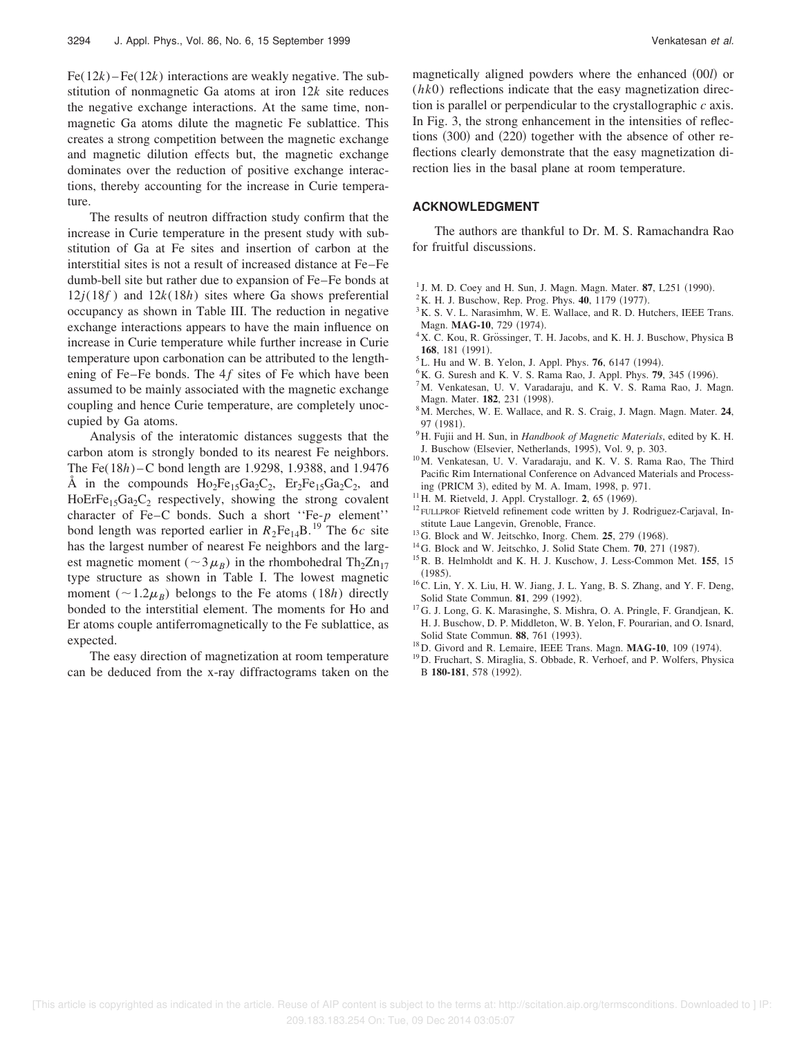Fe(12$k$)–Fe(12$k$) interactions are weakly negative. The substitution of nonmagnetic Ga atoms at iron 12$k$ site reduces the negative exchange interactions. At the same time, nonmagnetic Ga atoms dilute the magnetic Fe sublattice. This creates a strong competition between the magnetic exchange and magnetic dilution effects but, the magnetic exchange dominates over the reduction of positive exchange interactions, thereby accounting for the increase in Curie temperature.

The results of neutron diffraction study confirm that the increase in Curie temperature in the present study with substitution of Ga at Fe sites and insertion of carbon at the interstitial sites is not a result of increased distance at Fe–Fe dumb-bell site but rather due to expansion of Fe–Fe bonds at 12$j$(18$f$) and 12$k$(18$h$) sites where Ga shows preferential occupancy as shown in Table III. The reduction in negative exchange interactions appears to have the main influence on increase in Curie temperature while further increase in Curie temperature upon carbonation can be attributed to the lengthening of Fe–Fe bonds. The 4$f$ sites of Fe which have been assumed to be mainly associated with the magnetic exchange coupling and hence Curie temperature, are completely unoccupied by Ga atoms.

Analysis of the interatomic distances suggests that the carbon atom is strongly bonded to its nearest Fe neighbors. The Fe(18$h$)–C bond length are 1.9298, 1.9388, and 1.9476 Å in the compounds $Ho_2Fe_{15}Ga_2C_2$, $Er_2Fe_{15}Ga_2C_2$, and $HoErFe_{15}Ga_2C_2$ respectively, showing the strong covalent character of Fe–C bonds. Such a short ''Fe-$p$ element'' bond length was reported earlier in $R_2Fe_{14}B$.[19] The 6$c$ site has the largest number of nearest Fe neighbors and the largest magnetic moment ($\sim 3\mu_B$) in the rhombohedral $Th_2Zn_{17}$ type structure as shown in Table I. The lowest magnetic moment ($\sim 1.2\mu_B$) belongs to the Fe atoms (18$h$) directly bonded to the interstitial element. The moments for Ho and Er atoms couple antiferromagnetically to the Fe sublattice, as expected.

The easy direction of magnetization at room temperature can be deduced from the x-ray diffractograms taken on the magnetically aligned powders where the enhanced (00$l$) or ($hk$0) reflections indicate that the easy magnetization direction is parallel or perpendicular to the crystallographic $c$ axis. In Fig. 3, the strong enhancement in the intensities of reflections (300) and (220) together with the absence of other reflections clearly demonstrate that the easy magnetization direction lies in the basal plane at room temperature.

## ACKNOWLEDGMENT

The authors are thankful to Dr. M. S. Ramachandra Rao for fruitful discussions.

[1] J. M. D. Coey and H. Sun, J. Magn. Magn. Mater. **87**, L251 (1990).
[2] K. H. J. Buschow, Rep. Prog. Phys. **40**, 1179 (1977).
[3] K. S. V. L. Narasimhm, W. E. Wallace, and R. D. Hutchers, IEEE Trans. Magn. **MAG-10**, 729 (1974).
[4] X. C. Kou, R. Grössinger, T. H. Jacobs, and K. H. J. Buschow, Physica B **168**, 181 (1991).
[5] L. Hu and W. B. Yelon, J. Appl. Phys. **76**, 6147 (1994).
[6] K. G. Suresh and K. V. S. Rama Rao, J. Appl. Phys. **79**, 345 (1996).
[7] M. Venkatesan, U. V. Varadaraju, and K. V. S. Rama Rao, J. Magn. Magn. Mater. **182**, 231 (1998).
[8] M. Merches, W. E. Wallace, and R. S. Craig, J. Magn. Magn. Mater. **24**, 97 (1981).
[9] H. Fujii and H. Sun, in *Handbook of Magnetic Materials*, edited by K. H. J. Buschow (Elsevier, Netherlands, 1995), Vol. 9, p. 303.
[10] M. Venkatesan, U. V. Varadaraju, and K. V. S. Rama Rao, The Third Pacific Rim International Conference on Advanced Materials and Processing (PRICM 3), edited by M. A. Imam, 1998, p. 971.
[11] H. M. Rietveld, J. Appl. Crystallogr. **2**, 65 (1969).
[12] FULLPROF Rietveld refinement code written by J. Rodriguez-Carjaval, Institute Laue Langevin, Grenoble, France.
[13] G. Block and W. Jeitschko, Inorg. Chem. **25**, 279 (1968).
[14] G. Block and W. Jeitschko, J. Solid State Chem. **70**, 271 (1987).
[15] R. B. Helmholdt and K. H. J. Kuschow, J. Less-Common Met. **155**, 15 (1985).
[16] C. Lin, Y. X. Liu, H. W. Jiang, J. L. Yang, B. S. Zhang, and Y. F. Deng, Solid State Commun. **81**, 299 (1992).
[17] G. J. Long, G. K. Marasinghe, S. Mishra, O. A. Pringle, F. Grandjean, K. H. J. Buschow, D. P. Middleton, W. B. Yelon, F. Pourarian, and O. Isnard, Solid State Commun. **88**, 761 (1993).
[18] D. Givord and R. Lemaire, IEEE Trans. Magn. **MAG-10**, 109 (1974).
[19] D. Fruchart, S. Miraglia, S. Obbade, R. Verhoef, and P. Wolfers, Physica B **180-181**, 578 (1992).